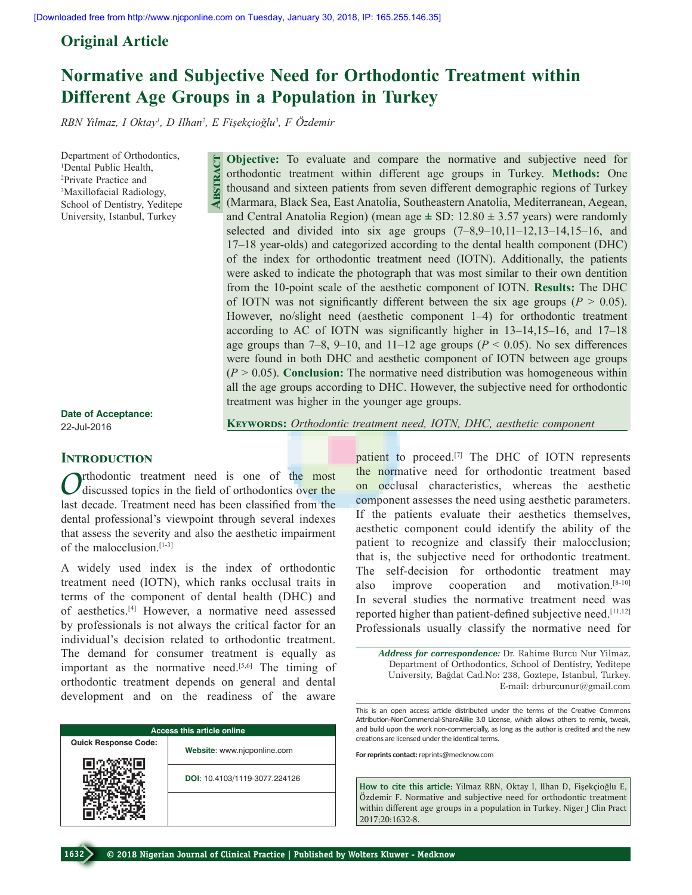Original Article

# Normative and Subjective Need for Orthodontic Treatment within Different Age Groups in a Population in Turkey

*RBN Yilmaz, I Oktay[1], D Ilhan[2], E Fişekçioğlu[3], F Özdemir*

Department of Orthodontics, [1]Dental Public Health, [2]Private Practice and [3]Maxillofacial Radiology, School of Dentistry, Yeditepe University, Istanbul, Turkey

## Abstract

**Objective:** To evaluate and compare the normative and subjective need for orthodontic treatment within different age groups in Turkey. **Methods:** One thousand and sixteen patients from seven different demographic regions of Turkey (Marmara, Black Sea, East Anatolia, Southeastern Anatolia, Mediterranean, Aegean, and Central Anatolia Region) (mean age ± SD: 12.80 ± 3.57 years) were randomly selected and divided into six age groups (7–8,9–10,11–12,13–14,15–16, and 17–18 year-olds) and categorized according to the dental health component (DHC) of the index for orthodontic treatment need (IOTN). Additionally, the patients were asked to indicate the photograph that was most similar to their own dentition from the 10-point scale of the aesthetic component of IOTN. **Results:** The DHC of IOTN was not significantly different between the six age groups ($P > 0.05$). However, no/slight need (aesthetic component 1–4) for orthodontic treatment according to AC of IOTN was significantly higher in 13–14,15–16, and 17–18 age groups than 7–8, 9–10, and 11–12 age groups ($P < 0.05$). No sex differences were found in both DHC and aesthetic component of IOTN between age groups ($P > 0.05$). **Conclusion:** The normative need distribution was homogeneous within all the age groups according to DHC. However, the subjective need for orthodontic treatment was higher in the younger age groups.

**Keywords:** *Orthodontic treatment need, IOTN, DHC, aesthetic component*

**Date of Acceptance:**
22-Jul-2016

## Introduction

Orthodontic treatment need is one of the most discussed topics in the field of orthodontics over the last decade. Treatment need has been classified from the dental professional's viewpoint through several indexes that assess the severity and also the aesthetic impairment of the malocclusion.[1-3]

A widely used index is the index of orthodontic treatment need (IOTN), which ranks occlusal traits in terms of the component of dental health (DHC) and of aesthetics.[4] However, a normative need assessed by professionals is not always the critical factor for an individual's decision related to orthodontic treatment. The demand for consumer treatment is equally as important as the normative need.[5,6] The timing of orthodontic treatment depends on general and dental development and on the readiness of the aware patient to proceed.[7] The DHC of IOTN represents the normative need for orthodontic treatment based on occlusal characteristics, whereas the aesthetic component assesses the need using aesthetic parameters. If the patients evaluate their aesthetics themselves, aesthetic component could identify the ability of the patient to recognize and classify their malocclusion; that is, the subjective need for orthodontic treatment. The self-decision for orthodontic treatment may also improve cooperation and motivation.[8-10] In several studies the normative treatment need was reported higher than patient-defined subjective need.[11,12] Professionals usually classify the normative need for

**Access this article online**

Website: www.njcponline.com

DOI: 10.4103/1119-3077.224126

*Address for correspondence:* Dr. Rahime Burcu Nur Yilmaz, Department of Orthodontics, School of Dentistry, Yeditepe University, Bağdat Cad.No: 238, Goztepe, Istanbul, Turkey. E-mail: drburcunur@gmail.com

This is an open access article distributed under the terms of the Creative Commons Attribution-NonCommercial-ShareAlike 3.0 License, which allows others to remix, tweak, and build upon the work non-commercially, as long as the author is credited and the new creations are licensed under the identical terms.

**For reprints contact:** reprints@medknow.com

**How to cite this article:** Yilmaz RBN, Oktay I, Ilhan D, Fişekçioğlu E, Özdemir F. Normative and subjective need for orthodontic treatment within different age groups in a population in Turkey. Niger J Clin Pract 2017;20:1632-8.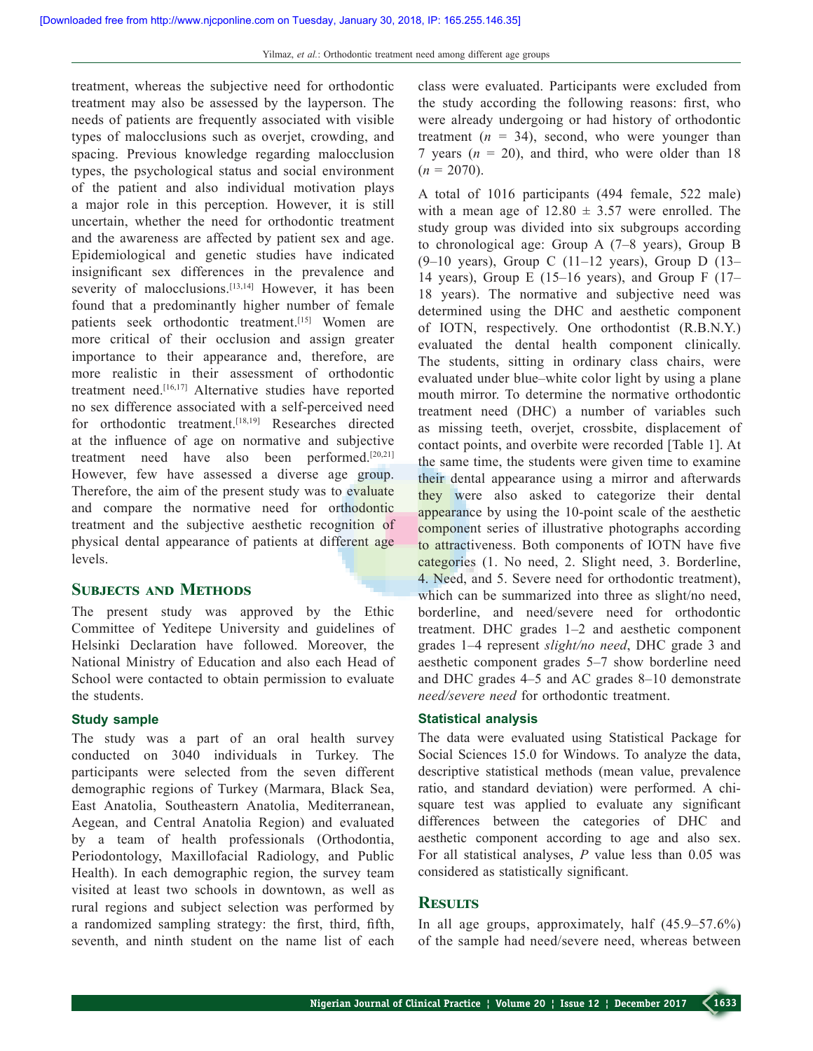treatment, whereas the subjective need for orthodontic treatment may also be assessed by the layperson. The needs of patients are frequently associated with visible types of malocclusions such as overjet, crowding, and spacing. Previous knowledge regarding malocclusion types, the psychological status and social environment of the patient and also individual motivation plays a major role in this perception. However, it is still uncertain, whether the need for orthodontic treatment and the awareness are affected by patient sex and age. Epidemiological and genetic studies have indicated insignificant sex differences in the prevalence and severity of malocclusions.[13,14] However, it has been found that a predominantly higher number of female patients seek orthodontic treatment.[15] Women are more critical of their occlusion and assign greater importance to their appearance and, therefore, are more realistic in their assessment of orthodontic treatment need.[16,17] Alternative studies have reported no sex difference associated with a self-perceived need for orthodontic treatment.[18,19] Researches directed at the influence of age on normative and subjective treatment need have also been performed.[20,21] However, few have assessed a diverse age group. Therefore, the aim of the present study was to evaluate and compare the normative need for orthodontic treatment and the subjective aesthetic recognition of physical dental appearance of patients at different age levels.

## Subjects and Methods

The present study was approved by the Ethic Committee of Yeditepe University and guidelines of Helsinki Declaration have followed. Moreover, the National Ministry of Education and also each Head of School were contacted to obtain permission to evaluate the students.

### Study sample

The study was a part of an oral health survey conducted on 3040 individuals in Turkey. The participants were selected from the seven different demographic regions of Turkey (Marmara, Black Sea, East Anatolia, Southeastern Anatolia, Mediterranean, Aegean, and Central Anatolia Region) and evaluated by a team of health professionals (Orthodontia, Periodontology, Maxillofacial Radiology, and Public Health). In each demographic region, the survey team visited at least two schools in downtown, as well as rural regions and subject selection was performed by a randomized sampling strategy: the first, third, fifth, seventh, and ninth student on the name list of each class were evaluated. Participants were excluded from the study according the following reasons: first, who were already undergoing or had history of orthodontic treatment ($n$ = 34), second, who were younger than 7 years ($n$ = 20), and third, who were older than 18 ($n$ = 2070).

A total of 1016 participants (494 female, 522 male) with a mean age of 12.80 ± 3.57 were enrolled. The study group was divided into six subgroups according to chronological age: Group A (7–8 years), Group B (9–10 years), Group C (11–12 years), Group D (13–14 years), Group E (15–16 years), and Group F (17–18 years). The normative and subjective need was determined using the DHC and aesthetic component of IOTN, respectively. One orthodontist (R.B.N.Y.) evaluated the dental health component clinically. The students, sitting in ordinary class chairs, were evaluated under blue–white color light by using a plane mouth mirror. To determine the normative orthodontic treatment need (DHC) a number of variables such as missing teeth, overjet, crossbite, displacement of contact points, and overbite were recorded [Table 1]. At the same time, the students were given time to examine their dental appearance using a mirror and afterwards they were also asked to categorize their dental appearance by using the 10-point scale of the aesthetic component series of illustrative photographs according to attractiveness. Both components of IOTN have five categories (1. No need, 2. Slight need, 3. Borderline, 4. Need, and 5. Severe need for orthodontic treatment), which can be summarized into three as slight/no need, borderline, and need/severe need for orthodontic treatment. DHC grades 1–2 and aesthetic component grades 1–4 represent *slight/no need*, DHC grade 3 and aesthetic component grades 5–7 show borderline need and DHC grades 4–5 and AC grades 8–10 demonstrate *need/severe need* for orthodontic treatment.

### Statistical analysis

The data were evaluated using Statistical Package for Social Sciences 15.0 for Windows. To analyze the data, descriptive statistical methods (mean value, prevalence ratio, and standard deviation) were performed. A chi-square test was applied to evaluate any significant differences between the categories of DHC and aesthetic component according to age and also sex. For all statistical analyses, $P$ value less than 0.05 was considered as statistically significant.

## Results

In all age groups, approximately, half (45.9–57.6%) of the sample had need/severe need, whereas between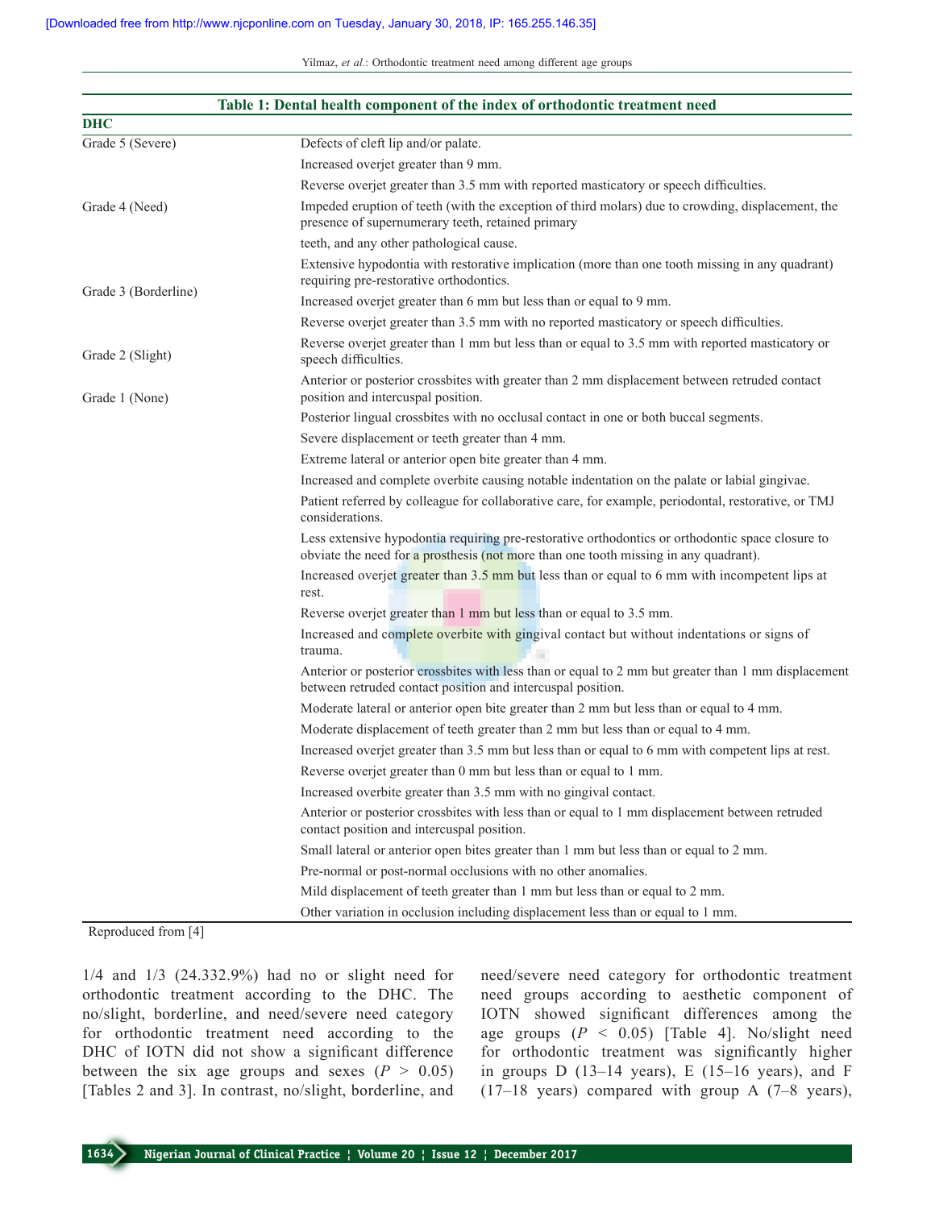**Table 1: Dental health component of the index of orthodontic treatment need**

| DHC | |
|---|---|
| Grade 5 (Severe) | Defects of cleft lip and/or palate. |
| | Increased overjet greater than 9 mm. |
| | Reverse overjet greater than 3.5 mm with reported masticatory or speech difficulties. |
| Grade 4 (Need) | Impeded eruption of teeth (with the exception of third molars) due to crowding, displacement, the presence of supernumerary teeth, retained primary teeth, and any other pathological cause. |
| | Extensive hypodontia with restorative implication (more than one tooth missing in any quadrant) requiring pre-restorative orthodontics. |
| Grade 3 (Borderline) | Increased overjet greater than 6 mm but less than or equal to 9 mm. |
| | Reverse overjet greater than 3.5 mm with no reported masticatory or speech difficulties. |
| | Reverse overjet greater than 1 mm but less than or equal to 3.5 mm with reported masticatory or speech difficulties. |
| Grade 2 (Slight) | Anterior or posterior crossbites with greater than 2 mm displacement between retruded contact position and intercuspal position. |
| Grade 1 (None) | Posterior lingual crossbites with no occlusal contact in one or both buccal segments. |
| | Severe displacement or teeth greater than 4 mm. |
| | Extreme lateral or anterior open bite greater than 4 mm. |
| | Increased and complete overbite causing notable indentation on the palate or labial gingivae. |
| | Patient referred by colleague for collaborative care, for example, periodontal, restorative, or TMJ considerations. |
| | Less extensive hypodontia requiring pre-restorative orthodontics or orthodontic space closure to obviate the need for a prosthesis (not more than one tooth missing in any quadrant). |
| | Increased overjet greater than 3.5 mm but less than or equal to 6 mm with incompetent lips at rest. |
| | Reverse overjet greater than 1 mm but less than or equal to 3.5 mm. |
| | Increased and complete overbite with gingival contact but without indentations or signs of trauma. |
| | Anterior or posterior crossbites with less than or equal to 2 mm but greater than 1 mm displacement between retruded contact position and intercuspal position. |
| | Moderate lateral or anterior open bite greater than 2 mm but less than or equal to 4 mm. |
| | Moderate displacement of teeth greater than 2 mm but less than or equal to 4 mm. |
| | Increased overjet greater than 3.5 mm but less than or equal to 6 mm with competent lips at rest. |
| | Reverse overjet greater than 0 mm but less than or equal to 1 mm. |
| | Increased overbite greater than 3.5 mm with no gingival contact. |
| | Anterior or posterior crossbites with less than or equal to 1 mm displacement between retruded contact position and intercuspal position. |
| | Small lateral or anterior open bites greater than 1 mm but less than or equal to 2 mm. |
| | Pre-normal or post-normal occlusions with no other anomalies. |
| | Mild displacement of teeth greater than 1 mm but less than or equal to 2 mm. |
| | Other variation in occlusion including displacement less than or equal to 1 mm. |

Reproduced from [4]

1/4 and 1/3 (24.332.9%) had no or slight need for orthodontic treatment according to the DHC. The no/slight, borderline, and need/severe need category for orthodontic treatment need according to the DHC of IOTN did not show a significant difference between the six age groups and sexes ($P > 0.05$) [Tables 2 and 3]. In contrast, no/slight, borderline, and need/severe need category for orthodontic treatment need groups according to aesthetic component of IOTN showed significant differences among the age groups ($P < 0.05$) [Table 4]. No/slight need for orthodontic treatment was significantly higher in groups D (13–14 years), E (15–16 years), and F (17–18 years) compared with group A (7–8 years),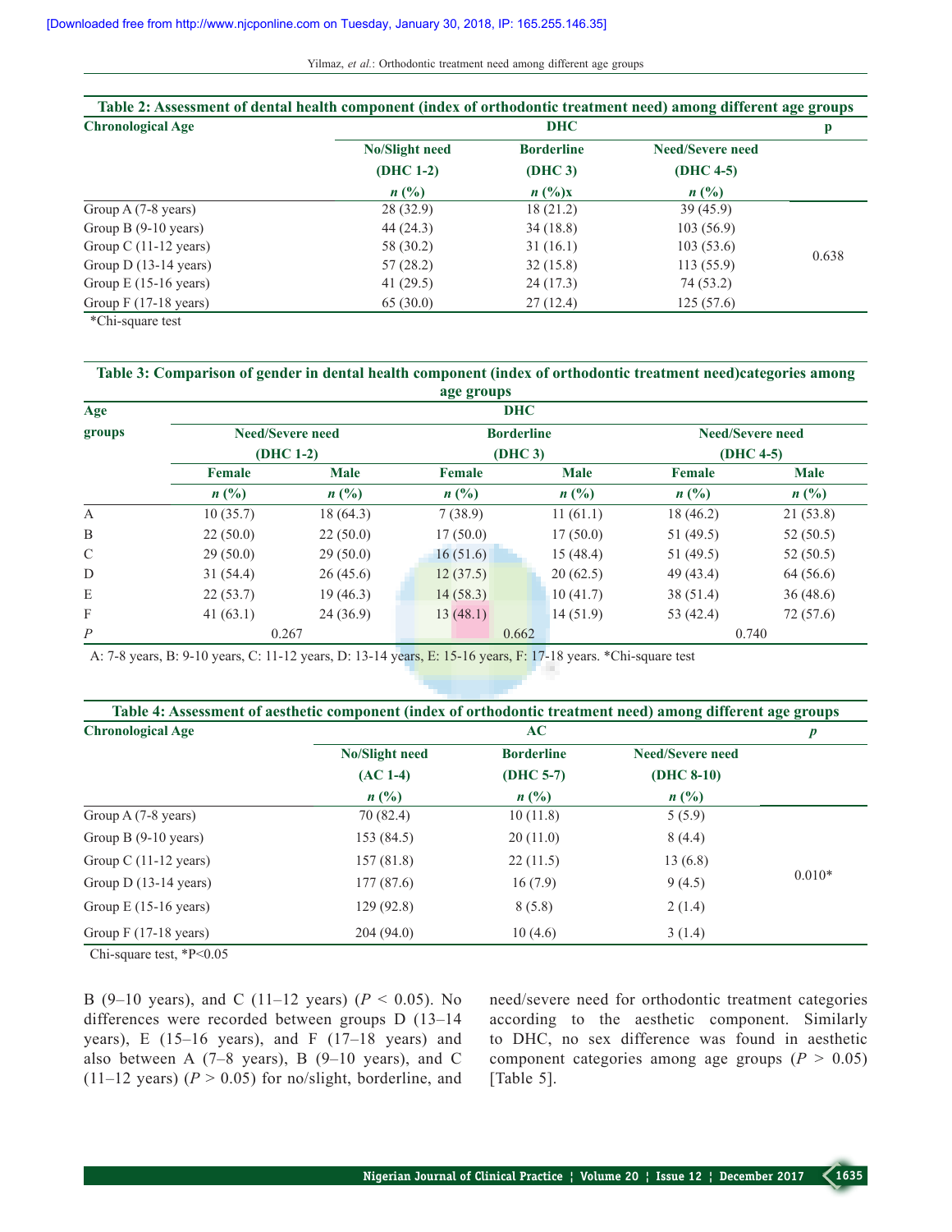**Table 2: Assessment of dental health component (index of orthodontic treatment need) among different age groups**

| Chronological Age | DHC | | | p |
|---|---|---|---|---|
| | No/Slight need (DHC 1-2) *n* (%) | Borderline (DHC 3) *n* (%)x | Need/Severe need (DHC 4-5) *n* (%) | |
| Group A (7-8 years) | 28 (32.9) | 18 (21.2) | 39 (45.9) | 0.638 |
| Group B (9-10 years) | 44 (24.3) | 34 (18.8) | 103 (56.9) | |
| Group C (11-12 years) | 58 (30.2) | 31 (16.1) | 103 (53.6) | |
| Group D (13-14 years) | 57 (28.2) | 32 (15.8) | 113 (55.9) | |
| Group E (15-16 years) | 41 (29.5) | 24 (17.3) | 74 (53.2) | |
| Group F (17-18 years) | 65 (30.0) | 27 (12.4) | 125 (57.6) | |

*Chi-square test

**Table 3: Comparison of gender in dental health component (index of orthodontic treatment need)categories among age groups**

| Age groups | DHC | | | | | |
|---|---|---|---|---|---|---|
| | Need/Severe need (DHC 1-2) | | Borderline (DHC 3) | | Need/Severe need (DHC 4-5) | |
| | Female *n* (%) | Male *n* (%) | Female *n* (%) | Male *n* (%) | Female *n* (%) | Male *n* (%) |
| A | 10 (35.7) | 18 (64.3) | 7 (38.9) | 11 (61.1) | 18 (46.2) | 21 (53.8) |
| B | 22 (50.0) | 22 (50.0) | 17 (50.0) | 17 (50.0) | 51 (49.5) | 52 (50.5) |
| C | 29 (50.0) | 29 (50.0) | 16 (51.6) | 15 (48.4) | 51 (49.5) | 52 (50.5) |
| D | 31 (54.4) | 26 (45.6) | 12 (37.5) | 20 (62.5) | 49 (43.4) | 64 (56.6) |
| E | 22 (53.7) | 19 (46.3) | 14 (58.3) | 10 (41.7) | 38 (51.4) | 36 (48.6) |
| F | 41 (63.1) | 24 (36.9) | 13 (48.1) | 14 (51.9) | 53 (42.4) | 72 (57.6) |
| *P* | 0.267 | | 0.662 | | 0.740 | |

A: 7-8 years, B: 9-10 years, C: 11-12 years, D: 13-14 years, E: 15-16 years, F: 17-18 years. *Chi-square test

**Table 4: Assessment of aesthetic component (index of orthodontic treatment need) among different age groups**

| Chronological Age | AC | | | *p* |
|---|---|---|---|---|
| | No/Slight need (AC 1-4) *n* (%) | Borderline (DHC 5-7) *n* (%) | Need/Severe need (DHC 8-10) *n* (%) | |
| Group A (7-8 years) | 70 (82.4) | 10 (11.8) | 5 (5.9) | 0.010* |
| Group B (9-10 years) | 153 (84.5) | 20 (11.0) | 8 (4.4) | |
| Group C (11-12 years) | 157 (81.8) | 22 (11.5) | 13 (6.8) | |
| Group D (13-14 years) | 177 (87.6) | 16 (7.9) | 9 (4.5) | |
| Group E (15-16 years) | 129 (92.8) | 8 (5.8) | 2 (1.4) | |
| Group F (17-18 years) | 204 (94.0) | 10 (4.6) | 3 (1.4) | |

Chi-square test, *P<0.05

B (9–10 years), and C (11–12 years) ($P < 0.05$). No differences were recorded between groups D (13–14 years), E (15–16 years), and F (17–18 years) and also between A (7–8 years), B (9–10 years), and C (11–12 years) ($P > 0.05$) for no/slight, borderline, and need/severe need for orthodontic treatment categories according to the aesthetic component. Similarly to DHC, no sex difference was found in aesthetic component categories among age groups ($P > 0.05$) [Table 5].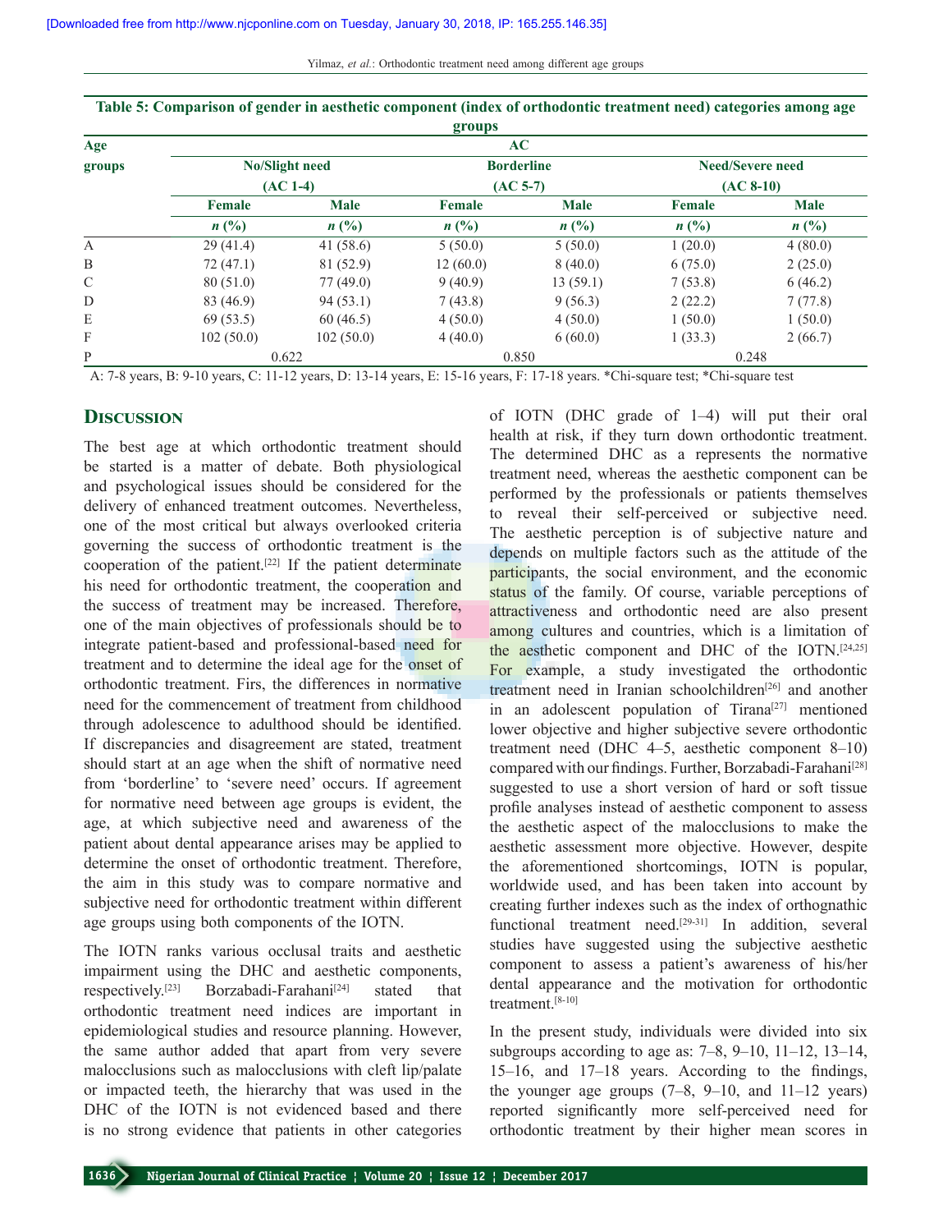**Table 5: Comparison of gender in aesthetic component (index of orthodontic treatment need) categories among age groups**

| Age groups | AC | | | | | |
|---|---|---|---|---|---|---|
| | No/Slight need (AC 1-4) | | Borderline (AC 5-7) | | Need/Severe need (AC 8-10) | |
| | Female | Male | Female | Male | Female | Male |
| | *n* (%) | *n* (%) | *n* (%) | *n* (%) | *n* (%) | *n* (%) |
| A | 29 (41.4) | 41 (58.6) | 5 (50.0) | 5 (50.0) | 1 (20.0) | 4 (80.0) |
| B | 72 (47.1) | 81 (52.9) | 12 (60.0) | 8 (40.0) | 6 (75.0) | 2 (25.0) |
| C | 80 (51.0) | 77 (49.0) | 9 (40.9) | 13 (59.1) | 7 (53.8) | 6 (46.2) |
| D | 83 (46.9) | 94 (53.1) | 7 (43.8) | 9 (56.3) | 2 (22.2) | 7 (77.8) |
| E | 69 (53.5) | 60 (46.5) | 4 (50.0) | 4 (50.0) | 1 (50.0) | 1 (50.0) |
| F | 102 (50.0) | 102 (50.0) | 4 (40.0) | 6 (60.0) | 1 (33.3) | 2 (66.7) |
| P | 0.622 | | 0.850 | | 0.248 | |

A: 7-8 years, B: 9-10 years, C: 11-12 years, D: 13-14 years, E: 15-16 years, F: 17-18 years. *Chi-square test; *Chi-square test

## Discussion

The best age at which orthodontic treatment should be started is a matter of debate. Both physiological and psychological issues should be considered for the delivery of enhanced treatment outcomes. Nevertheless, one of the most critical but always overlooked criteria governing the success of orthodontic treatment is the cooperation of the patient.[22] If the patient determinate his need for orthodontic treatment, the cooperation and the success of treatment may be increased. Therefore, one of the main objectives of professionals should be to integrate patient-based and professional-based need for treatment and to determine the ideal age for the onset of orthodontic treatment. Firs, the differences in normative need for the commencement of treatment from childhood through adolescence to adulthood should be identified. If discrepancies and disagreement are stated, treatment should start at an age when the shift of normative need from 'borderline' to 'severe need' occurs. If agreement for normative need between age groups is evident, the age, at which subjective need and awareness of the patient about dental appearance arises may be applied to determine the onset of orthodontic treatment. Therefore, the aim in this study was to compare normative and subjective need for orthodontic treatment within different age groups using both components of the IOTN.

The IOTN ranks various occlusal traits and aesthetic impairment using the DHC and aesthetic components, respectively.[23] Borzabadi-Farahani[24] stated that orthodontic treatment need indices are important in epidemiological studies and resource planning. However, the same author added that apart from very severe malocclusions such as malocclusions with cleft lip/palate or impacted teeth, the hierarchy that was used in the DHC of the IOTN is not evidenced based and there is no strong evidence that patients in other categories of IOTN (DHC grade of 1–4) will put their oral health at risk, if they turn down orthodontic treatment. The determined DHC as a represents the normative treatment need, whereas the aesthetic component can be performed by the professionals or patients themselves to reveal their self-perceived or subjective need. The aesthetic perception is of subjective nature and depends on multiple factors such as the attitude of the participants, the social environment, and the economic status of the family. Of course, variable perceptions of attractiveness and orthodontic need are also present among cultures and countries, which is a limitation of the aesthetic component and DHC of the IOTN.[24,25] For example, a study investigated the orthodontic treatment need in Iranian schoolchildren[26] and another in an adolescent population of Tirana[27] mentioned lower objective and higher subjective severe orthodontic treatment need (DHC 4–5, aesthetic component 8–10) compared with our findings. Further, Borzabadi-Farahani[28] suggested to use a short version of hard or soft tissue profile analyses instead of aesthetic component to assess the aesthetic aspect of the malocclusions to make the aesthetic assessment more objective. However, despite the aforementioned shortcomings, IOTN is popular, worldwide used, and has been taken into account by creating further indexes such as the index of orthognathic functional treatment need.[29-31] In addition, several studies have suggested using the subjective aesthetic component to assess a patient's awareness of his/her dental appearance and the motivation for orthodontic treatment.[8-10]

In the present study, individuals were divided into six subgroups according to age as: 7–8, 9–10, 11–12, 13–14, 15–16, and 17–18 years. According to the findings, the younger age groups (7–8, 9–10, and 11–12 years) reported significantly more self-perceived need for orthodontic treatment by their higher mean scores in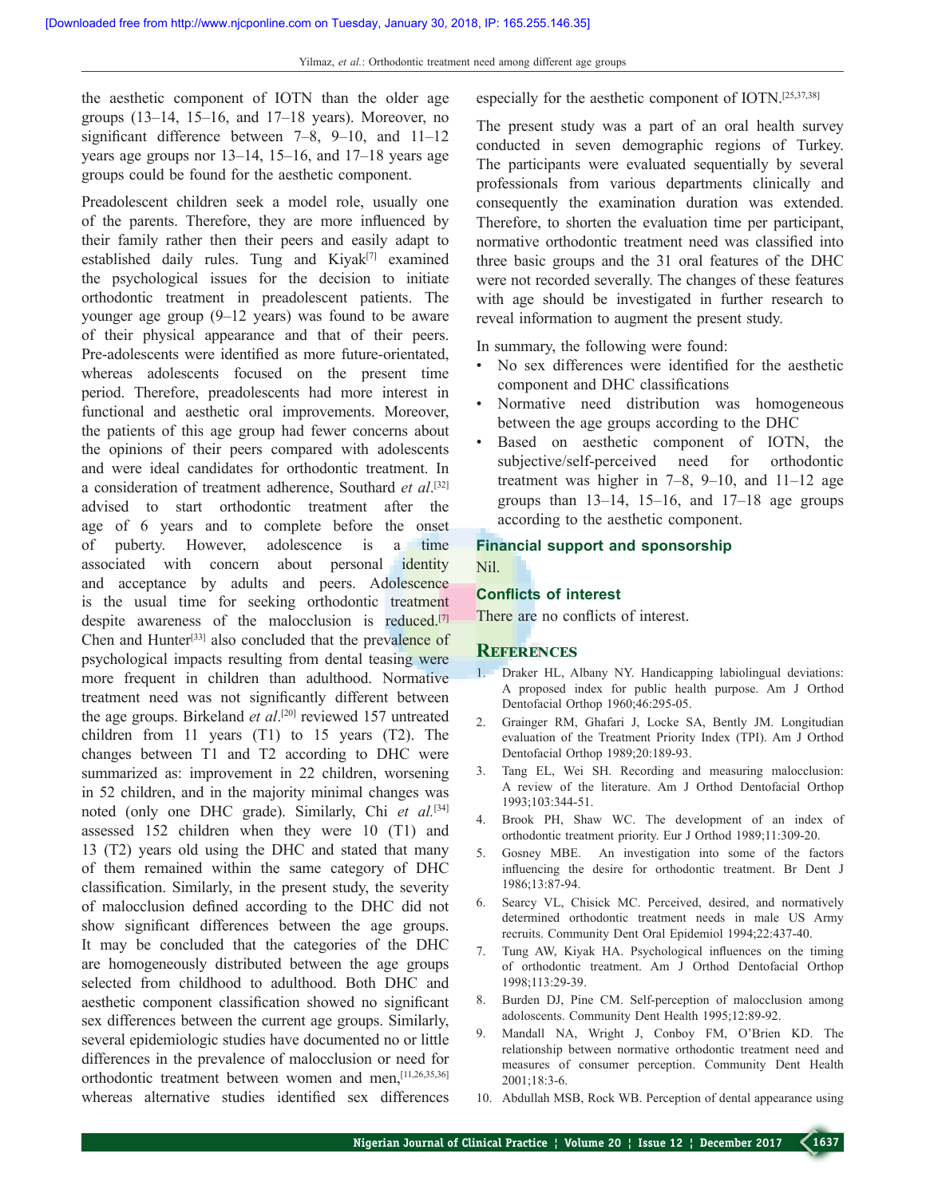the aesthetic component of IOTN than the older age groups (13–14, 15–16, and 17–18 years). Moreover, no significant difference between 7–8, 9–10, and 11–12 years age groups nor 13–14, 15–16, and 17–18 years age groups could be found for the aesthetic component.

Preadolescent children seek a model role, usually one of the parents. Therefore, they are more influenced by their family rather then their peers and easily adapt to established daily rules. Tung and Kiyak[7] examined the psychological issues for the decision to initiate orthodontic treatment in preadolescent patients. The younger age group (9–12 years) was found to be aware of their physical appearance and that of their peers. Pre-adolescents were identified as more future-orientated, whereas adolescents focused on the present time period. Therefore, preadolescents had more interest in functional and aesthetic oral improvements. Moreover, the patients of this age group had fewer concerns about the opinions of their peers compared with adolescents and were ideal candidates for orthodontic treatment. In a consideration of treatment adherence, Southard *et al*.[32] advised to start orthodontic treatment after the age of 6 years and to complete before the onset of puberty. However, adolescence is a time associated with concern about personal identity and acceptance by adults and peers. Adolescence is the usual time for seeking orthodontic treatment despite awareness of the malocclusion is reduced.[7] Chen and Hunter[33] also concluded that the prevalence of psychological impacts resulting from dental teasing were more frequent in children than adulthood. Normative treatment need was not significantly different between the age groups. Birkeland *et al*.[20] reviewed 157 untreated children from 11 years (T1) to 15 years (T2). The changes between T1 and T2 according to DHC were summarized as: improvement in 22 children, worsening in 52 children, and in the majority minimal changes was noted (only one DHC grade). Similarly, Chi *et al.*[34] assessed 152 children when they were 10 (T1) and 13 (T2) years old using the DHC and stated that many of them remained within the same category of DHC classification. Similarly, in the present study, the severity of malocclusion defined according to the DHC did not show significant differences between the age groups. It may be concluded that the categories of the DHC are homogeneously distributed between the age groups selected from childhood to adulthood. Both DHC and aesthetic component classification showed no significant sex differences between the current age groups. Similarly, several epidemiologic studies have documented no or little differences in the prevalence of malocclusion or need for orthodontic treatment between women and men,[11,26,35,36] whereas alternative studies identified sex differences especially for the aesthetic component of IOTN.[25,37,38]

The present study was a part of an oral health survey conducted in seven demographic regions of Turkey. The participants were evaluated sequentially by several professionals from various departments clinically and consequently the examination duration was extended. Therefore, to shorten the evaluation time per participant, normative orthodontic treatment need was classified into three basic groups and the 31 oral features of the DHC were not recorded severally. The changes of these features with age should be investigated in further research to reveal information to augment the present study.

In summary, the following were found:

- No sex differences were identified for the aesthetic component and DHC classifications
- Normative need distribution was homogeneous between the age groups according to the DHC
- Based on aesthetic component of IOTN, the subjective/self-perceived need for orthodontic treatment was higher in 7–8, 9–10, and 11–12 age groups than 13–14, 15–16, and 17–18 age groups according to the aesthetic component.

## Financial support and sponsorship

Nil.

## Conflicts of interest

There are no conflicts of interest.

## References

1. Draker HL, Albany NY. Handicapping labiolingual deviations: A proposed index for public health purpose. Am J Orthod Dentofacial Orthop 1960;46:295-05.
2. Grainger RM, Ghafari J, Locke SA, Bently JM. Longitudian evaluation of the Treatment Priority Index (TPI). Am J Orthod Dentofacial Orthop 1989;20:189-93.
3. Tang EL, Wei SH. Recording and measuring malocclusion: A review of the literature. Am J Orthod Dentofacial Orthop 1993;103:344-51.
4. Brook PH, Shaw WC. The development of an index of orthodontic treatment priority. Eur J Orthod 1989;11:309-20.
5. Gosney MBE. An investigation into some of the factors influencing the desire for orthodontic treatment. Br Dent J 1986;13:87-94.
6. Searcy VL, Chisick MC. Perceived, desired, and normatively determined orthodontic treatment needs in male US Army recruits. Community Dent Oral Epidemiol 1994;22:437-40.
7. Tung AW, Kiyak HA. Psychological influences on the timing of orthodontic treatment. Am J Orthod Dentofacial Orthop 1998;113:29-39.
8. Burden DJ, Pine CM. Self-perception of malocclusion among adoloscents. Community Dent Health 1995;12:89-92.
9. Mandall NA, Wright J, Conboy FM, O'Brien KD. The relationship between normative orthodontic treatment need and measures of consumer perception. Community Dent Health 2001;18:3-6.
10. Abdullah MSB, Rock WB. Perception of dental appearance using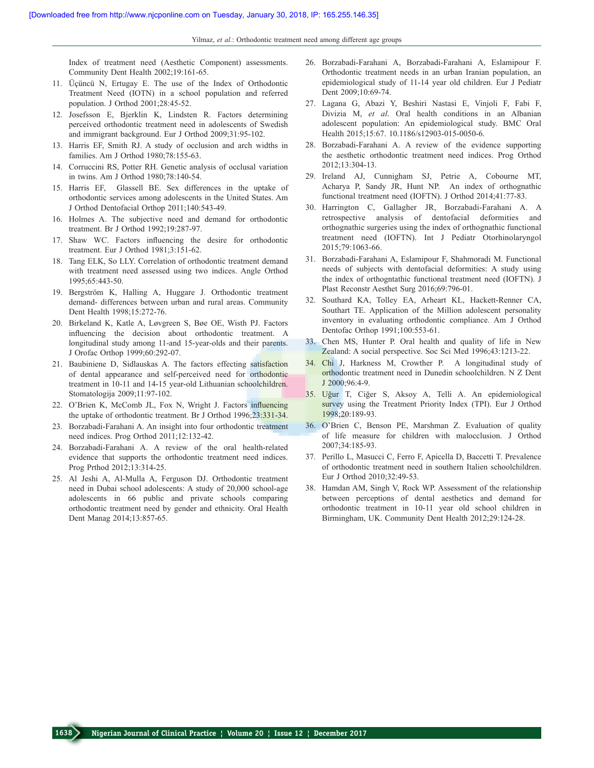Index of treatment need (Aesthetic Component) assessments. Community Dent Health 2002;19:161-65.

11. Üçüncü N, Ertugay E. The use of the Index of Orthodontic Treatment Need (IOTN) in a school population and referred population. J Orthod 2001;28:45-52.
12. Josefsson E, Bjerklin K, Lindsten R. Factors determining perceived orthodontic treatment need in adolescents of Swedish and immigrant background. Eur J Orthod 2009;31:95-102.
13. Harris EF, Smith RJ. A study of occlusion and arch widths in families. Am J Orthod 1980;78:155-63.
14. Corruccini RS, Potter RH. Genetic analysis of occlusal variation in twins. Am J Orthod 1980;78:140-54.
15. Harris EF, Glassell BE. Sex differences in the uptake of orthodontic services among adolescents in the United States. Am J Orthod Dentofacial Orthop 2011;140:543-49.
16. Holmes A. The subjective need and demand for orthodontic treatment. Br J Orthod 1992;19:287-97.
17. Shaw WC. Factors influencing the desire for orthodontic treatment. Eur J Orthod 1981;3:151-62.
18. Tang ELK, So LLY. Correlation of orthodontic treatment demand with treatment need assessed using two indices. Angle Orthod 1995;65:443-50.
19. Bergström K, Halling A, Huggare J. Orthodontic treatment demand- differences between urban and rural areas. Community Dent Health 1998;15:272-76.
20. Birkeland K, Katle A, Løvgreen S, Bøe OE, Wisth PJ. Factors influencing the decision about orthodontic treatment. A longitudinal study among 11-and 15-year-olds and their parents. J Orofac Orthop 1999;60:292-07.
21. Baubiniene D, Sidlauskas A. The factors effecting satisfaction of dental appearance and self-perceived need for orthodontic treatment in 10-11 and 14-15 year-old Lithuanian schoolchildren. Stomatologija 2009;11:97-102.
22. O'Brien K, McComb JL, Fox N, Wright J. Factors influencing the uptake of orthodontic treatment. Br J Orthod 1996;23:331-34.
23. Borzabadi-Farahani A. An insight into four orthodontic treatment need indices. Prog Orthod 2011;12:132-42.
24. Borzabadi-Farahani A. A review of the oral health-related evidence that supports the orthodontic treatment need indices. Prog Prthod 2012;13:314-25.
25. Al Jeshi A, Al-Mulla A, Ferguson DJ. Orthodontic treatment need in Dubai school adolescents: A study of 20,000 school-age adolescents in 66 public and private schools comparing orthodontic treatment need by gender and ethnicity. Oral Health Dent Manag 2014;13:857-65.
26. Borzabadi-Farahani A, Borzabadi-Farahani A, Eslamipour F. Orthodontic treatment needs in an urban Iranian population, an epidemiological study of 11-14 year old children. Eur J Pediatr Dent 2009;10:69-74.
27. Lagana G, Abazi Y, Beshiri Nastasi E, Vinjoli F, Fabi F, Divizia M, *et al*. Oral health conditions in an Albanian adolescent population: An epidemiological study. BMC Oral Health 2015;15:67. 10.1186/s12903-015-0050-6.
28. Borzabadi-Farahani A. A review of the evidence supporting the aesthetic orthodontic treatment need indices. Prog Orthod 2012;13:304-13.
29. Ireland AJ, Cunnigham SJ, Petrie A, Cobourne MT, Acharya P, Sandy JR, Hunt NP. An index of orthognathic functional treatment need (IOFTN). J Orthod 2014;41:77-83.
30. Harrington C, Gallagher JR, Borzabadi-Farahani A. A retrospective analysis of dentofacial deformities and orthognathic surgeries using the index of orthognathic functional treatment need (IOFTN). Int J Pediatr Otorhinolaryngol 2015;79:1063-66.
31. Borzabadi-Farahani A, Eslamipour F, Shahmoradi M. Functional needs of subjects with dentofacial deformities: A study using the index of orthogntathic functional treatment need (IOFTN). J Plast Reconstr Aesthet Surg 2016;69:796-01.
32. Southard KA, Tolley EA, Arheart KL, Hackett-Renner CA, Southart TE. Application of the Million adolescent personality inventory in evaluating orthodontic compliance. Am J Orthod Dentofac Orthop 1991;100:553-61.
33. Chen MS, Hunter P. Oral health and quality of life in New Zealand: A social perspective. Soc Sci Med 1996;43:1213-22.
34. Chi J, Harkness M, Crowther P. A longitudinal study of orthodontic treatment need in Dunedin schoolchildren. N Z Dent J 2000;96:4-9.
35. Uğur T, Ciğer S, Aksoy A, Telli A. An epidemiological survey using the Treatment Priority Index (TPI). Eur J Orthod 1998;20:189-93.
36. O'Brien C, Benson PE, Marshman Z. Evaluation of quality of life measure for children with malocclusion. J Orthod 2007;34:185-93.
37. Perillo L, Masucci C, Ferro F, Apicella D, Baccetti T. Prevalence of orthodontic treatment need in southern Italien schoolchildren. Eur J Orthod 2010;32:49-53.
38. Hamdan AM, Singh V, Rock WP. Assessment of the relationship between perceptions of dental aesthetics and demand for orthodontic treatment in 10-11 year old school children in Birmingham, UK. Community Dent Health 2012;29:124-28.